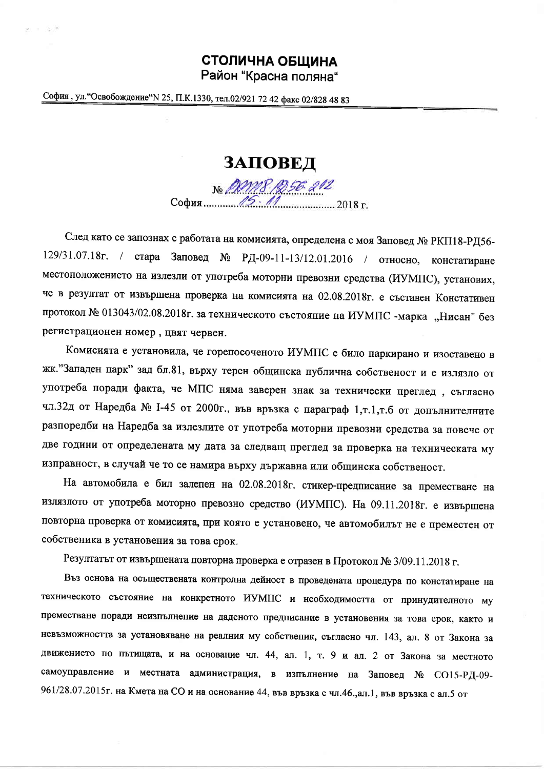**СТОЛИЧНА ОБЩИНА**
Район "Красна поляна"

София , ул."Освобождение"N 25, П.К.1330, тел.02/921 72 42 факс 02/828 48 83

# ЗАПОВЕД

№ РКП18-РД56-212
София ....15.11.... 2018 г.

След като се запознах с работата на комисията, определена с моя Заповед № РКП18-РД56-129/31.07.18г. / стара Заповед № РД-09-11-13/12.01.2016 / относно, констатиране местоположението на излезли от употреба моторни превозни средства (ИУМПС), установих, че в резултат от извършена проверка на комисията на 02.08.2018г. е съставен Констативен протокол № 013043/02.08.2018г. за техническото състояние на ИУМПС -марка „Нисан" без регистрационен номер , цвят червен.

Комисията е установила, че горепосоченото ИУМПС е било паркирано и изоставено в жк."Западен парк" зад бл.81, върху терен общинска публична собственост и е излязло от употреба поради факта, че МПС няма заверен знак за технически преглед , съгласно чл.32д от Наредба № I-45 от 2000г., във връзка с параграф 1,т.1,т.б от допълнителните разпоредби на Наредба за излезлите от употреба моторни превозни средства за повече от две години от определената му дата за следващ преглед за проверка на техническата му изправност, в случай че то се намира върху държавна или общинска собственост.

На автомобила е бил залепен на 02.08.2018г. стикер-предписание за преместване на излязлото от употреба моторно превозно средство (ИУМПС). На 09.11.2018г. е извършена повторна проверка от комисията, при която е установено, че автомобилът не е преместен от собственика в установения за това срок.

Резултатът от извършената повторна проверка е отразен в Протокол № 3/09.11.2018 г.

Въз основа на осъществената контролна дейност в проведената процедура по констатиране на техническото състояние на конкретното ИУМПС и необходимостта от принудителното му преместване поради неизпълнение на даденото предписание в установения за това срок, както и невъзможността за установяване на реалния му собственик, съгласно чл. 143, ал. 8 от Закона за движението по пътищата, и на основание чл. 44, ал. 1, т. 9 и ал. 2 от Закона за местното самоуправление и местната администрация, в изпълнение на Заповед № СО15-РД-09-961/28.07.2015г. на Кмета на СО и на основание 44, във връзка с чл.46.,ал.1, във връзка с ал.5 от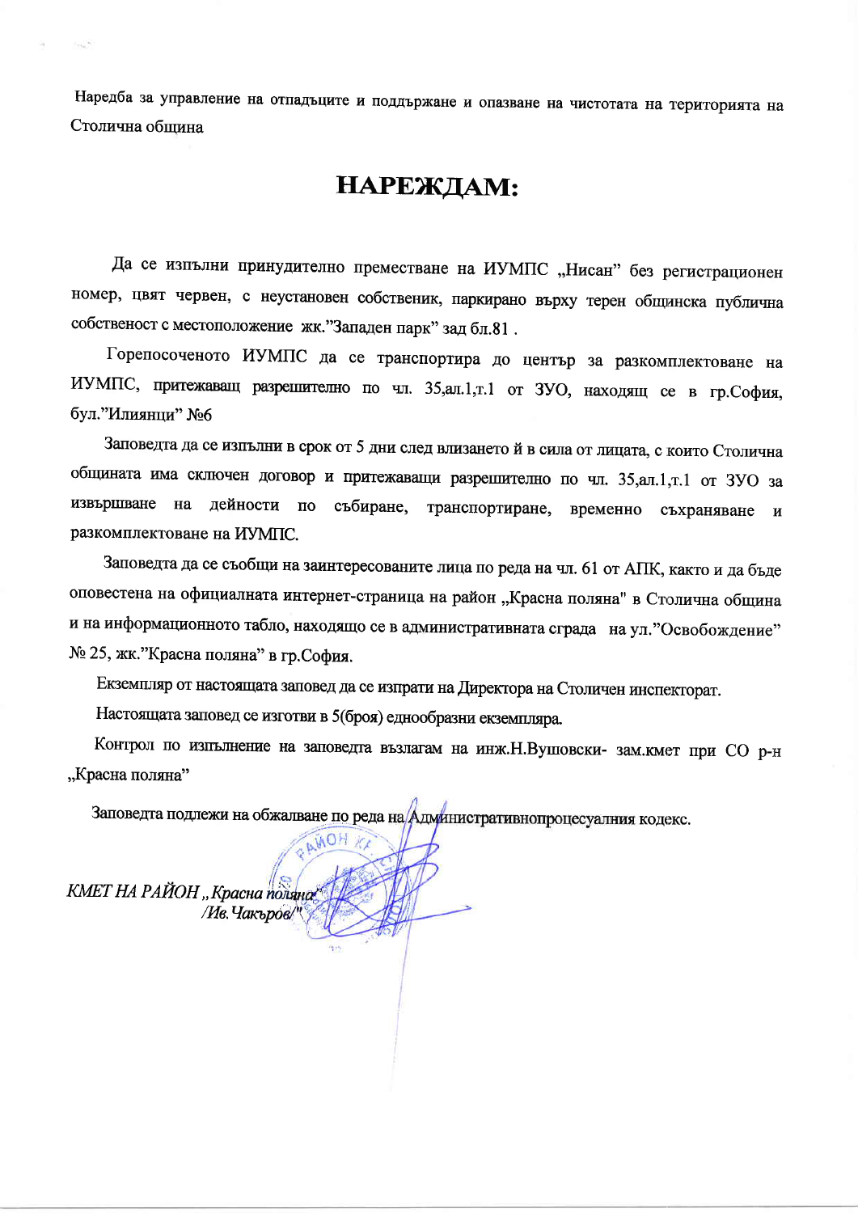Наредба за управление на отпадъците и поддържане и опазване на чистотата на територията на Столична община

# НАРЕЖДАМ:

Да се изпълни принудително преместване на ИУМПС „Нисан" без регистрационен номер, цвят червен, с неустановен собственик, паркирано върху терен общинска публична собственост с местоположение жк."Западен парк" зад бл.81 .

Горепосоченото ИУМПС да се транспортира до център за разкомплектоване на ИУМПС, притежаващ разрешително по чл. 35,ал.1,т.1 от ЗУО, находящ се в гр.София, бул."Илиянци" №6

Заповедта да се изпълни в срок от 5 дни след влизането ѝ в сила от лицата, с които Столична общината има сключен договор и притежаващи разрешително по чл. 35,ал.1,т.1 от ЗУО за извършване на дейности по събиране, транспортиране, временно съхраняване и разкомплектоване на ИУМПС.

Заповедта да се съобщи на заинтересованите лица по реда на чл. 61 от АПК, както и да бъде оповестена на официалната интернет-страница на район „Красна поляна" в Столична община и на информационното табло, находящо се в административната сграда на ул."Освобождение" № 25, жк."Красна поляна" в гр.София.

Екземпляр от настоящата заповед да се изпрати на Директора на Столичен инспекторат.

Настоящата заповед се изготви в 5(броя) еднообразни екземпляра.

Контрол по изпълнение на заповедта възлагам на инж.Н.Вушовски- зам.кмет при СО р-н „Красна поляна"

Заповедта подлежи на обжалване по реда на Административнопроцесуалния кодекс.

*КМЕТ НА РАЙОН „Красна поляна"*
*/Ив. Чакъров/*